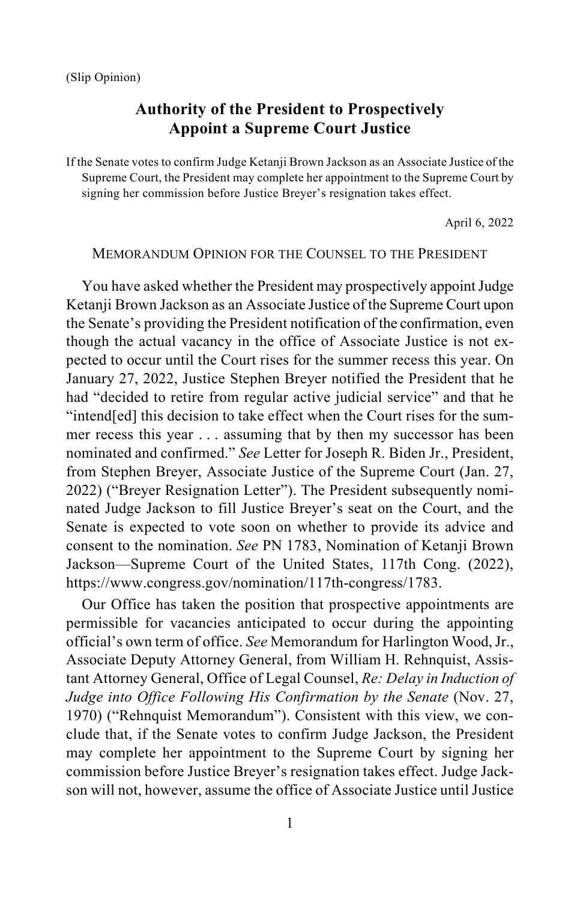(Slip Opinion)

# Authority of the President to Prospectively Appoint a Supreme Court Justice

If the Senate votes to confirm Judge Ketanji Brown Jackson as an Associate Justice of the Supreme Court, the President may complete her appointment to the Supreme Court by signing her commission before Justice Breyer's resignation takes effect.

April 6, 2022

MEMORANDUM OPINION FOR THE COUNSEL TO THE PRESIDENT

You have asked whether the President may prospectively appoint Judge Ketanji Brown Jackson as an Associate Justice of the Supreme Court upon the Senate's providing the President notification of the confirmation, even though the actual vacancy in the office of Associate Justice is not expected to occur until the Court rises for the summer recess this year. On January 27, 2022, Justice Stephen Breyer notified the President that he had "decided to retire from regular active judicial service" and that he "intend[ed] this decision to take effect when the Court rises for the summer recess this year . . . assuming that by then my successor has been nominated and confirmed." *See* Letter for Joseph R. Biden Jr., President, from Stephen Breyer, Associate Justice of the Supreme Court (Jan. 27, 2022) ("Breyer Resignation Letter"). The President subsequently nominated Judge Jackson to fill Justice Breyer's seat on the Court, and the Senate is expected to vote soon on whether to provide its advice and consent to the nomination. *See* PN 1783, Nomination of Ketanji Brown Jackson—Supreme Court of the United States, 117th Cong. (2022), https://www.congress.gov/nomination/117th-congress/1783.

Our Office has taken the position that prospective appointments are permissible for vacancies anticipated to occur during the appointing official's own term of office. *See* Memorandum for Harlington Wood, Jr., Associate Deputy Attorney General, from William H. Rehnquist, Assistant Attorney General, Office of Legal Counsel, *Re: Delay in Induction of Judge into Office Following His Confirmation by the Senate* (Nov. 27, 1970) ("Rehnquist Memorandum"). Consistent with this view, we conclude that, if the Senate votes to confirm Judge Jackson, the President may complete her appointment to the Supreme Court by signing her commission before Justice Breyer's resignation takes effect. Judge Jackson will not, however, assume the office of Associate Justice until Justice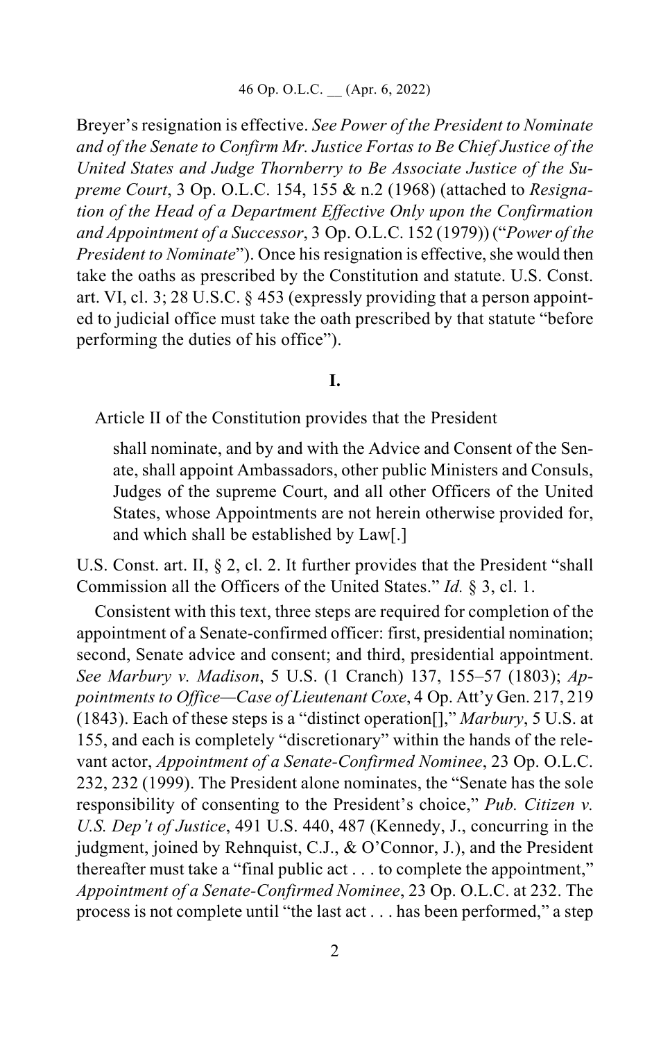Breyer's resignation is effective. *See Power of the President to Nominate and of the Senate to Confirm Mr. Justice Fortas to Be Chief Justice of the United States and Judge Thornberry to Be Associate Justice of the Supreme Court*, 3 Op. O.L.C. 154, 155 & n.2 (1968) (attached to *Resignation of the Head of a Department Effective Only upon the Confirmation and Appointment of a Successor*, 3 Op. O.L.C. 152 (1979)) ("*Power of the President to Nominate*"). Once his resignation is effective, she would then take the oaths as prescribed by the Constitution and statute. U.S. Const. art. VI, cl. 3; 28 U.S.C. § 453 (expressly providing that a person appointed to judicial office must take the oath prescribed by that statute "before performing the duties of his office").

## I.

Article II of the Constitution provides that the President

> shall nominate, and by and with the Advice and Consent of the Senate, shall appoint Ambassadors, other public Ministers and Consuls, Judges of the supreme Court, and all other Officers of the United States, whose Appointments are not herein otherwise provided for, and which shall be established by Law[.]

U.S. Const. art. II, § 2, cl. 2. It further provides that the President "shall Commission all the Officers of the United States." *Id.* § 3, cl. 1.

Consistent with this text, three steps are required for completion of the appointment of a Senate-confirmed officer: first, presidential nomination; second, Senate advice and consent; and third, presidential appointment. *See Marbury v. Madison*, 5 U.S. (1 Cranch) 137, 155–57 (1803); *Appointments to Office—Case of Lieutenant Coxe*, 4 Op. Att'y Gen. 217, 219 (1843). Each of these steps is a "distinct operation[]," *Marbury*, 5 U.S. at 155, and each is completely "discretionary" within the hands of the relevant actor, *Appointment of a Senate-Confirmed Nominee*, 23 Op. O.L.C. 232, 232 (1999). The President alone nominates, the "Senate has the sole responsibility of consenting to the President's choice," *Pub. Citizen v. U.S. Dep't of Justice*, 491 U.S. 440, 487 (Kennedy, J., concurring in the judgment, joined by Rehnquist, C.J., & O'Connor, J.), and the President thereafter must take a "final public act . . . to complete the appointment," *Appointment of a Senate-Confirmed Nominee*, 23 Op. O.L.C. at 232. The process is not complete until "the last act . . . has been performed," a step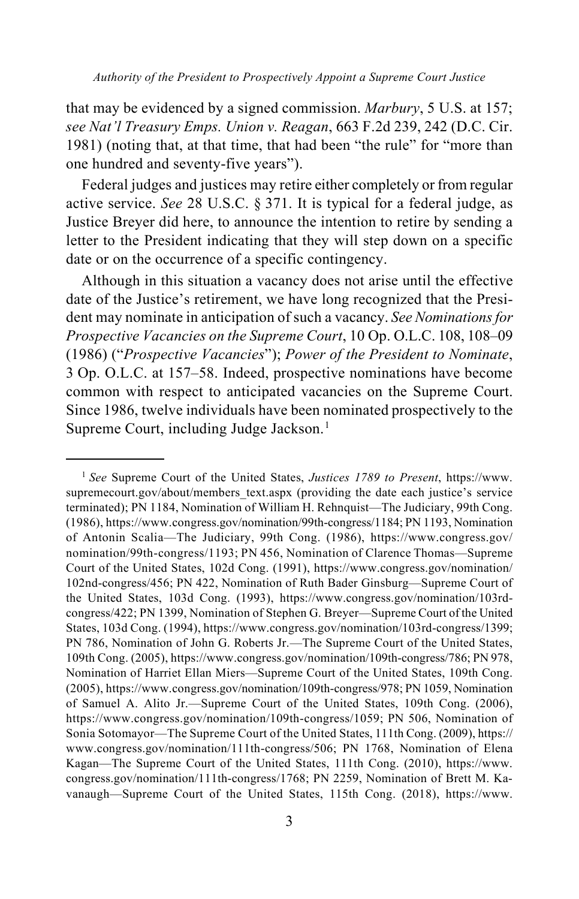that may be evidenced by a signed commission. *Marbury*, 5 U.S. at 157; *see Nat'l Treasury Emps. Union v. Reagan*, 663 F.2d 239, 242 (D.C. Cir. 1981) (noting that, at that time, that had been "the rule" for "more than one hundred and seventy-five years").

Federal judges and justices may retire either completely or from regular active service. *See* 28 U.S.C. § 371. It is typical for a federal judge, as Justice Breyer did here, to announce the intention to retire by sending a letter to the President indicating that they will step down on a specific date or on the occurrence of a specific contingency.

Although in this situation a vacancy does not arise until the effective date of the Justice's retirement, we have long recognized that the President may nominate in anticipation of such a vacancy. *See Nominations for Prospective Vacancies on the Supreme Court*, 10 Op. O.L.C. 108, 108–09 (1986) ("*Prospective Vacancies*"); *Power of the President to Nominate*, 3 Op. O.L.C. at 157–58. Indeed, prospective nominations have become common with respect to anticipated vacancies on the Supreme Court. Since 1986, twelve individuals have been nominated prospectively to the Supreme Court, including Judge Jackson.[1]

---

[1] *See* Supreme Court of the United States, *Justices 1789 to Present*, https://www.supremecourt.gov/about/members_text.aspx (providing the date each justice's service terminated); PN 1184, Nomination of William H. Rehnquist—The Judiciary, 99th Cong. (1986), https://www.congress.gov/nomination/99th-congress/1184; PN 1193, Nomination of Antonin Scalia—The Judiciary, 99th Cong. (1986), https://www.congress.gov/nomination/99th-congress/1193; PN 456, Nomination of Clarence Thomas—Supreme Court of the United States, 102d Cong. (1991), https://www.congress.gov/nomination/102nd-congress/456; PN 422, Nomination of Ruth Bader Ginsburg—Supreme Court of the United States, 103d Cong. (1993), https://www.congress.gov/nomination/103rd-congress/422; PN 1399, Nomination of Stephen G. Breyer—Supreme Court of the United States, 103d Cong. (1994), https://www.congress.gov/nomination/103rd-congress/1399; PN 786, Nomination of John G. Roberts Jr.—The Supreme Court of the United States, 109th Cong. (2005), https://www.congress.gov/nomination/109th-congress/786; PN 978, Nomination of Harriet Ellan Miers—Supreme Court of the United States, 109th Cong. (2005), https://www.congress.gov/nomination/109th-congress/978; PN 1059, Nomination of Samuel A. Alito Jr.—Supreme Court of the United States, 109th Cong. (2006), https://www.congress.gov/nomination/109th-congress/1059; PN 506, Nomination of Sonia Sotomayor—The Supreme Court of the United States, 111th Cong. (2009), https://www.congress.gov/nomination/111th-congress/506; PN 1768, Nomination of Elena Kagan—The Supreme Court of the United States, 111th Cong. (2010), https://www.congress.gov/nomination/111th-congress/1768; PN 2259, Nomination of Brett M. Kavanaugh—Supreme Court of the United States, 115th Cong. (2018), https://www.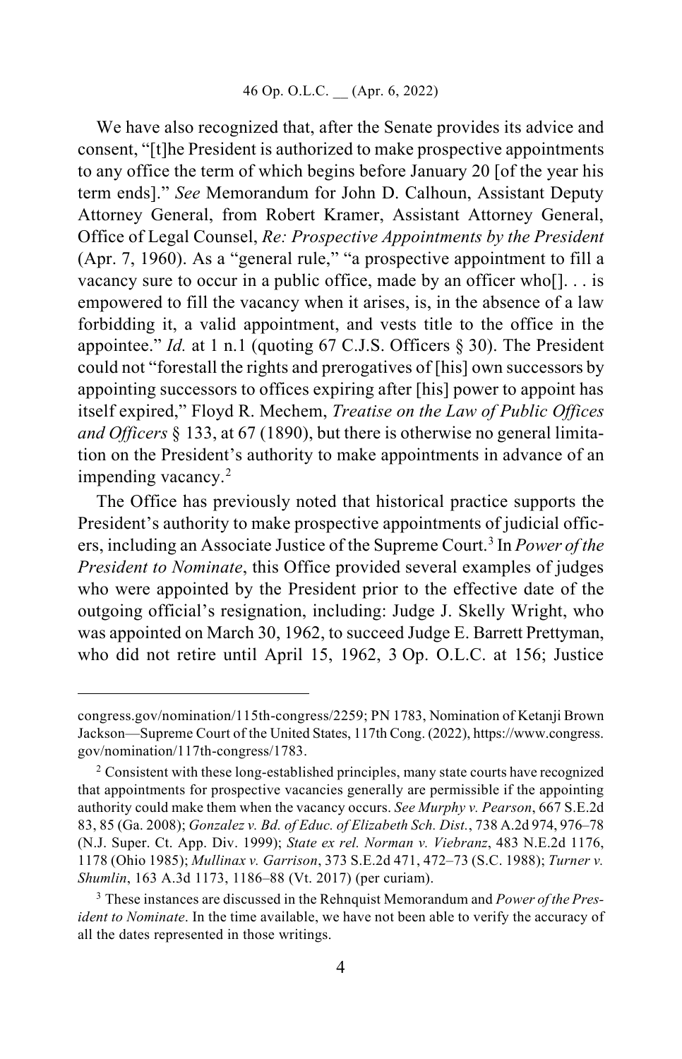We have also recognized that, after the Senate provides its advice and consent, "[t]he President is authorized to make prospective appointments to any office the term of which begins before January 20 [of the year his term ends]." *See* Memorandum for John D. Calhoun, Assistant Deputy Attorney General, from Robert Kramer, Assistant Attorney General, Office of Legal Counsel, *Re: Prospective Appointments by the President* (Apr. 7, 1960). As a "general rule," "a prospective appointment to fill a vacancy sure to occur in a public office, made by an officer who[]. . . is empowered to fill the vacancy when it arises, is, in the absence of a law forbidding it, a valid appointment, and vests title to the office in the appointee." *Id.* at 1 n.1 (quoting 67 C.J.S. Officers § 30). The President could not "forestall the rights and prerogatives of [his] own successors by appointing successors to offices expiring after [his] power to appoint has itself expired," Floyd R. Mechem, *Treatise on the Law of Public Offices and Officers* § 133, at 67 (1890), but there is otherwise no general limitation on the President's authority to make appointments in advance of an impending vacancy.[2]

The Office has previously noted that historical practice supports the President's authority to make prospective appointments of judicial officers, including an Associate Justice of the Supreme Court.[3] In *Power of the President to Nominate*, this Office provided several examples of judges who were appointed by the President prior to the effective date of the outgoing official's resignation, including: Judge J. Skelly Wright, who was appointed on March 30, 1962, to succeed Judge E. Barrett Prettyman, who did not retire until April 15, 1962, 3 Op. O.L.C. at 156; Justice

---

congress.gov/nomination/115th-congress/2259; PN 1783, Nomination of Ketanji Brown Jackson—Supreme Court of the United States, 117th Cong. (2022), https://www.congress.gov/nomination/117th-congress/1783.

[2] Consistent with these long-established principles, many state courts have recognized that appointments for prospective vacancies generally are permissible if the appointing authority could make them when the vacancy occurs. *See Murphy v. Pearson*, 667 S.E.2d 83, 85 (Ga. 2008); *Gonzalez v. Bd. of Educ. of Elizabeth Sch. Dist.*, 738 A.2d 974, 976–78 (N.J. Super. Ct. App. Div. 1999); *State ex rel. Norman v. Viebranz*, 483 N.E.2d 1176, 1178 (Ohio 1985); *Mullinax v. Garrison*, 373 S.E.2d 471, 472–73 (S.C. 1988); *Turner v. Shumlin*, 163 A.3d 1173, 1186–88 (Vt. 2017) (per curiam).

[3] These instances are discussed in the Rehnquist Memorandum and *Power of the President to Nominate*. In the time available, we have not been able to verify the accuracy of all the dates represented in those writings.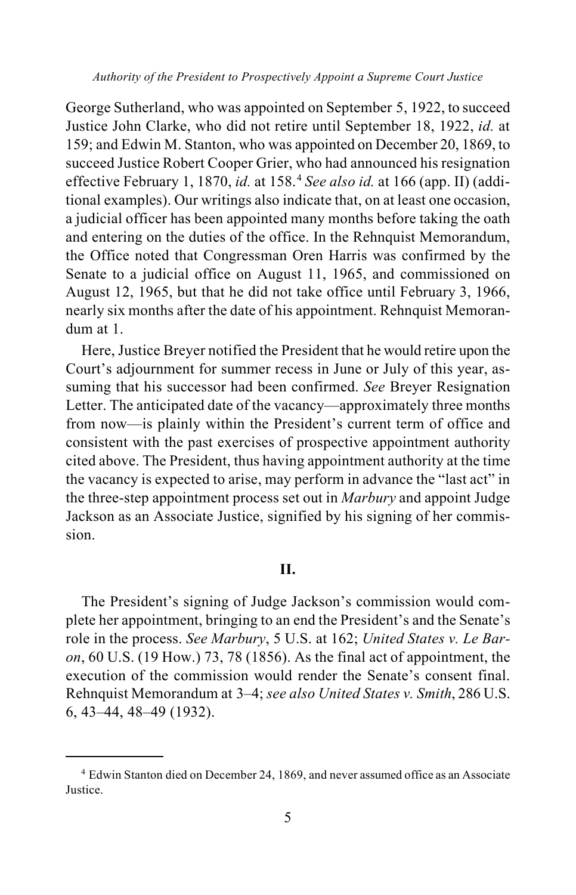George Sutherland, who was appointed on September 5, 1922, to succeed Justice John Clarke, who did not retire until September 18, 1922, *id.* at 159; and Edwin M. Stanton, who was appointed on December 20, 1869, to succeed Justice Robert Cooper Grier, who had announced his resignation effective February 1, 1870, *id.* at 158.[4] *See also id.* at 166 (app. II) (additional examples). Our writings also indicate that, on at least one occasion, a judicial officer has been appointed many months before taking the oath and entering on the duties of the office. In the Rehnquist Memorandum, the Office noted that Congressman Oren Harris was confirmed by the Senate to a judicial office on August 11, 1965, and commissioned on August 12, 1965, but that he did not take office until February 3, 1966, nearly six months after the date of his appointment. Rehnquist Memorandum at 1.

Here, Justice Breyer notified the President that he would retire upon the Court's adjournment for summer recess in June or July of this year, assuming that his successor had been confirmed. *See* Breyer Resignation Letter. The anticipated date of the vacancy—approximately three months from now—is plainly within the President's current term of office and consistent with the past exercises of prospective appointment authority cited above. The President, thus having appointment authority at the time the vacancy is expected to arise, may perform in advance the "last act" in the three-step appointment process set out in *Marbury* and appoint Judge Jackson as an Associate Justice, signified by his signing of her commission.

## II.

The President's signing of Judge Jackson's commission would complete her appointment, bringing to an end the President's and the Senate's role in the process. *See Marbury*, 5 U.S. at 162; *United States v. Le Baron*, 60 U.S. (19 How.) 73, 78 (1856). As the final act of appointment, the execution of the commission would render the Senate's consent final. Rehnquist Memorandum at 3–4; *see also United States v. Smith*, 286 U.S. 6, 43–44, 48–49 (1932).

---

[4] Edwin Stanton died on December 24, 1869, and never assumed office as an Associate Justice.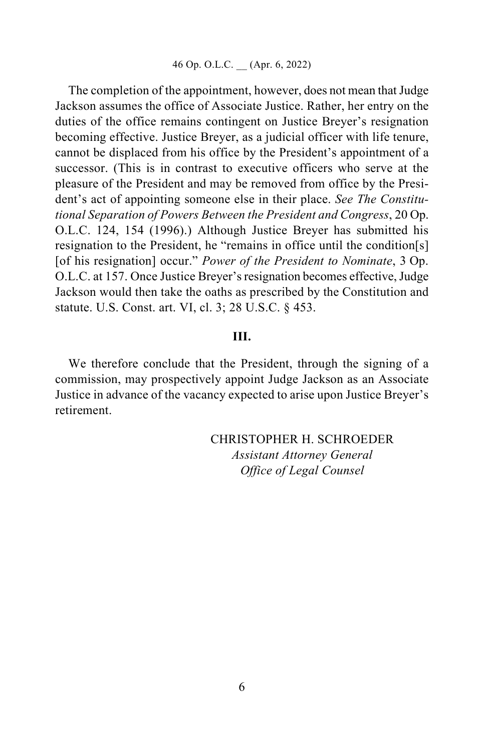The completion of the appointment, however, does not mean that Judge Jackson assumes the office of Associate Justice. Rather, her entry on the duties of the office remains contingent on Justice Breyer's resignation becoming effective. Justice Breyer, as a judicial officer with life tenure, cannot be displaced from his office by the President's appointment of a successor. (This is in contrast to executive officers who serve at the pleasure of the President and may be removed from office by the President's act of appointing someone else in their place. *See The Constitutional Separation of Powers Between the President and Congress*, 20 Op. O.L.C. 124, 154 (1996).) Although Justice Breyer has submitted his resignation to the President, he "remains in office until the condition[s] [of his resignation] occur." *Power of the President to Nominate*, 3 Op. O.L.C. at 157. Once Justice Breyer's resignation becomes effective, Judge Jackson would then take the oaths as prescribed by the Constitution and statute. U.S. Const. art. VI, cl. 3; 28 U.S.C. § 453.

## III.

We therefore conclude that the President, through the signing of a commission, may prospectively appoint Judge Jackson as an Associate Justice in advance of the vacancy expected to arise upon Justice Breyer's retirement.

CHRISTOPHER H. SCHROEDER
*Assistant Attorney General*
*Office of Legal Counsel*